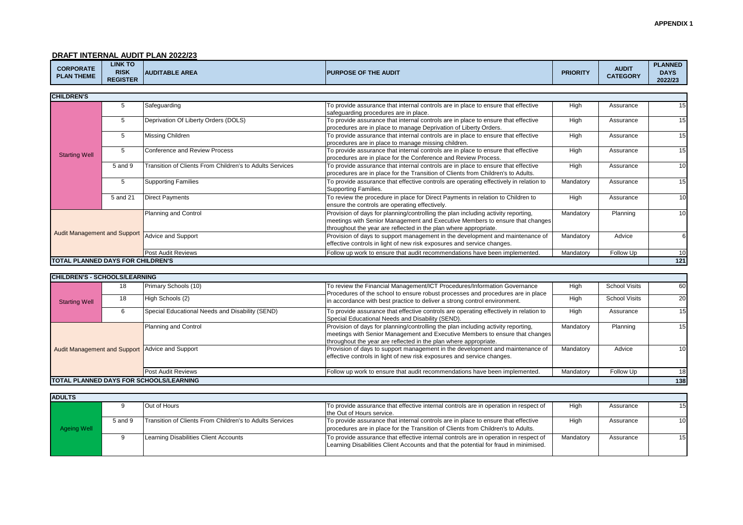APPENDIX 1

## DRAFT INTERNAL AUDIT PLAN 2022/23

| CORPORATE PLAN THEME | LINK TO RISK REGISTER | AUDITABLE AREA | PURPOSE OF THE AUDIT | PRIORITY | AUDIT CATEGORY | PLANNED DAYS 2022/23 |
|---|---|---|---|---|---|---|
| **CHILDREN'S** | | | | | | |
| Starting Well | 5 | Safeguarding | To provide assurance that internal controls are in place to ensure that effective safeguarding procedures are in place. | High | Assurance | 15 |
| | 5 | Deprivation Of Liberty Orders (DOLS) | To provide assurance that internal controls are in place to ensure that effective procedures are in place to manage Deprivation of Liberty Orders. | High | Assurance | 15 |
| | 5 | Missing Children | To provide assurance that internal controls are in place to ensure that effective procedures are in place to manage missing children. | High | Assurance | 15 |
| | 5 | Conference and Review Process | To provide assurance that internal controls are in place to ensure that effective procedures are in place for the Conference and Review Process. | High | Assurance | 15 |
| | 5 and 9 | Transition of Clients From Children's to Adults Services | To provide assurance that internal controls are in place to ensure that effective procedures are in place for the Transition of Clients from Children's to Adults. | High | Assurance | 10 |
| | 5 | Supporting Families | To provide assurance that effective controls are operating effectively in relation to Supporting Families. | Mandatory | Assurance | 15 |
| | 5 and 21 | Direct Payments | To review the procedure in place for Direct Payments in relation to Children to ensure the controls are operating effectively. | High | Assurance | 10 |
| Audit Management and Support | | Planning and Control | Provision of days for planning/controlling the plan including activity reporting, meetings with Senior Management and Executive Members to ensure that changes throughout the year are reflected in the plan where appropriate. | Mandatory | Planning | 10 |
| | | Advice and Support | Provision of days to support management in the development and maintenance of effective controls in light of new risk exposures and service changes. | Mandatory | Advice | 6 |
| | | Post Audit Reviews | Follow up work to ensure that audit recommendations have been implemented. | Mandatory | Follow Up | 10 |
| **TOTAL PLANNED DAYS FOR CHILDREN'S** | | | | | | **121** |
| **CHILDREN'S - SCHOOLS/LEARNING** | | | | | | |
| Starting Well | 18 | Primary Schools (10) | To review the Financial Management/ICT Procedures/Information Governance Procedures of the school to ensure robust processes and procedures are in place in accordance with best practice to deliver a strong control environment. | High | School Visits | 60 |
| | 18 | High Schools (2) | | High | School Visits | 20 |
| | 6 | Special Educational Needs and Disability (SEND) | To provide assurance that effective controls are operating effectively in relation to Special Educational Needs and Disability (SEND). | High | Assurance | 15 |
| Audit Management and Support | | Planning and Control | Provision of days for planning/controlling the plan including activity reporting, meetings with Senior Management and Executive Members to ensure that changes throughout the year are reflected in the plan where appropriate. | Mandatory | Planning | 15 |
| | | Advice and Support | Provision of days to support management in the development and maintenance of effective controls in light of new risk exposures and service changes. | Mandatory | Advice | 10 |
| | | Post Audit Reviews | Follow up work to ensure that audit recommendations have been implemented. | Mandatory | Follow Up | 18 |
| **TOTAL PLANNED DAYS FOR SCHOOLS/LEARNING** | | | | | | **138** |
| **ADULTS** | | | | | | |
| Ageing Well | 9 | Out of Hours | To provide assurance that effective internal controls are in operation in respect of the Out of Hours service. | High | Assurance | 15 |
| | 5 and 9 | Transition of Clients From Children's to Adults Services | To provide assurance that internal controls are in place to ensure that effective procedures are in place for the Transition of Clients from Children's to Adults. | High | Assurance | 10 |
| | 9 | Learning Disabilities Client Accounts | To provide assurance that effective internal controls are in operation in respect of Learning Disabilities Client Accounts and that the potential for fraud in minimised. | Mandatory | Assurance | 15 |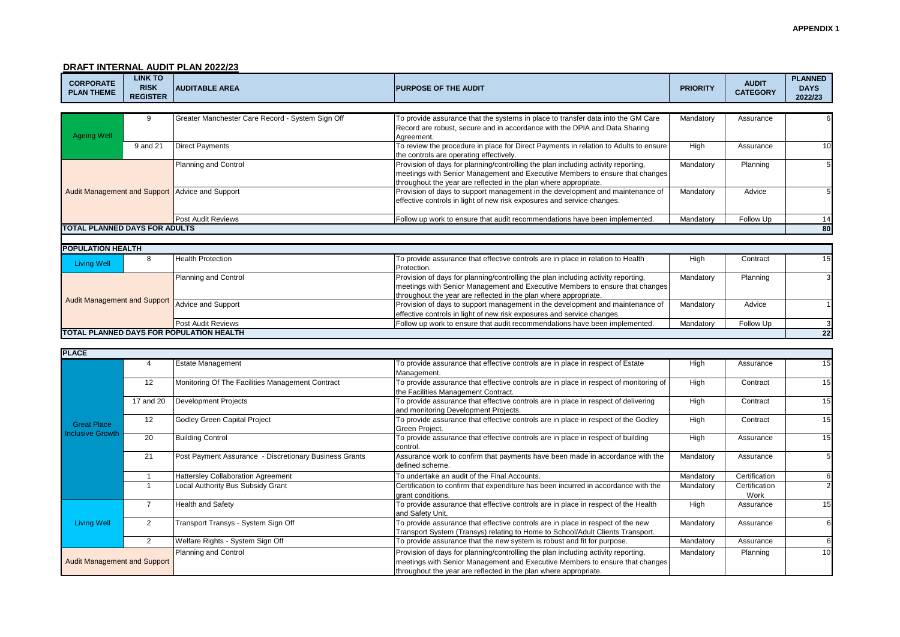**APPENDIX 1**

## DRAFT INTERNAL AUDIT PLAN 2022/23

| CORPORATE PLAN THEME | LINK TO RISK REGISTER | AUDITABLE AREA | PURPOSE OF THE AUDIT | PRIORITY | AUDIT CATEGORY | PLANNED DAYS 2022/23 |
|---|---|---|---|---|---|---|
| Ageing Well | 9 | Greater Manchester Care Record - System Sign Off | To provide assurance that the systems in place to transfer data into the GM Care Record are robust, secure and in accordance with the DPIA and Data Sharing Agreement. | Mandatory | Assurance | 6 |
| | 9 and 21 | Direct Payments | To review the procedure in place for Direct Payments in relation to Adults to ensure the controls are operating effectively. | High | Assurance | 10 |
| Audit Management and Support | | Planning and Control | Provision of days for planning/controlling the plan including activity reporting, meetings with Senior Management and Executive Members to ensure that changes throughout the year are reflected in the plan where appropriate. | Mandatory | Planning | 5 |
| | | Advice and Support | Provision of days to support management in the development and maintenance of effective controls in light of new risk exposures and service changes. | Mandatory | Advice | 5 |
| | | Post Audit Reviews | Follow up work to ensure that audit recommendations have been implemented. | Mandatory | Follow Up | 14 |
| **TOTAL PLANNED DAYS FOR ADULTS** | | | | | | **80** |

| **POPULATION HEALTH** | | | | | | |
|---|---|---|---|---|---|---|
| Living Well | 8 | Health Protection | To provide assurance that effective controls are in place in relation to Health Protection. | High | Contract | 15 |
| Audit Management and Support | | Planning and Control | Provision of days for planning/controlling the plan including activity reporting, meetings with Senior Management and Executive Members to ensure that changes throughout the year are reflected in the plan where appropriate. | Mandatory | Planning | 3 |
| | | Advice and Support | Provision of days to support management in the development and maintenance of effective controls in light of new risk exposures and service changes. | Mandatory | Advice | 1 |
| | | Post Audit Reviews | Follow up work to ensure that audit recommendations have been implemented. | Mandatory | Follow Up | 3 |
| **TOTAL PLANNED DAYS FOR POPULATION HEALTH** | | | | | | **22** |

| **PLACE** | | | | | | |
|---|---|---|---|---|---|---|
| Great Place Inclusive Growth | 4 | Estate Management | To provide assurance that effective controls are in place in respect of Estate Management. | High | Assurance | 15 |
| | 12 | Monitoring Of The Facilities Management Contract | To provide assurance that effective controls are in place in respect of monitoring of the Facilities Management Contract. | High | Contract | 15 |
| | 17 and 20 | Development Projects | To provide assurance that effective controls are in place in respect of delivering and monitoring Development Projects. | High | Contract | 15 |
| | 12 | Godley Green Capital Project | To provide assurance that effective controls are in place in respect of the Godley Green Project. | High | Contract | 15 |
| | 20 | Building Control | To provide assurance that effective controls are in place in respect of building control. | High | Assurance | 15 |
| | 21 | Post Payment Assurance - Discretionary Business Grants | Assurance work to confirm that payments have been made in accordance with the defined scheme. | Mandatory | Assurance | 5 |
| | 1 | Hattersley Collaboration Agreement | To undertake an audit of the Final Accounts. | Mandatory | Certification | 6 |
| | 1 | Local Authority Bus Subsidy Grant | Certification to confirm that expenditure has been incurred in accordance with the grant conditions. | Mandatory | Certification Work | 2 |
| Living Well | 7 | Health and Safety | To provide assurance that effective controls are in place in respect of the Health and Safety Unit. | High | Assurance | 15 |
| | 2 | Transport Transys - System Sign Off | To provide assurance that effective controls are in place in respect of the new Transport System (Transys) relating to Home to School/Adult Clients Transport. | Mandatory | Assurance | 6 |
| | 2 | Welfare Rights - System Sign Off | To provide assurance that the new system is robust and fit for purpose. | Mandatory | Assurance | 6 |
| Audit Management and Support | | Planning and Control | Provision of days for planning/controlling the plan including activity reporting, meetings with Senior Management and Executive Members to ensure that changes throughout the year are reflected in the plan where appropriate. | Mandatory | Planning | 10 |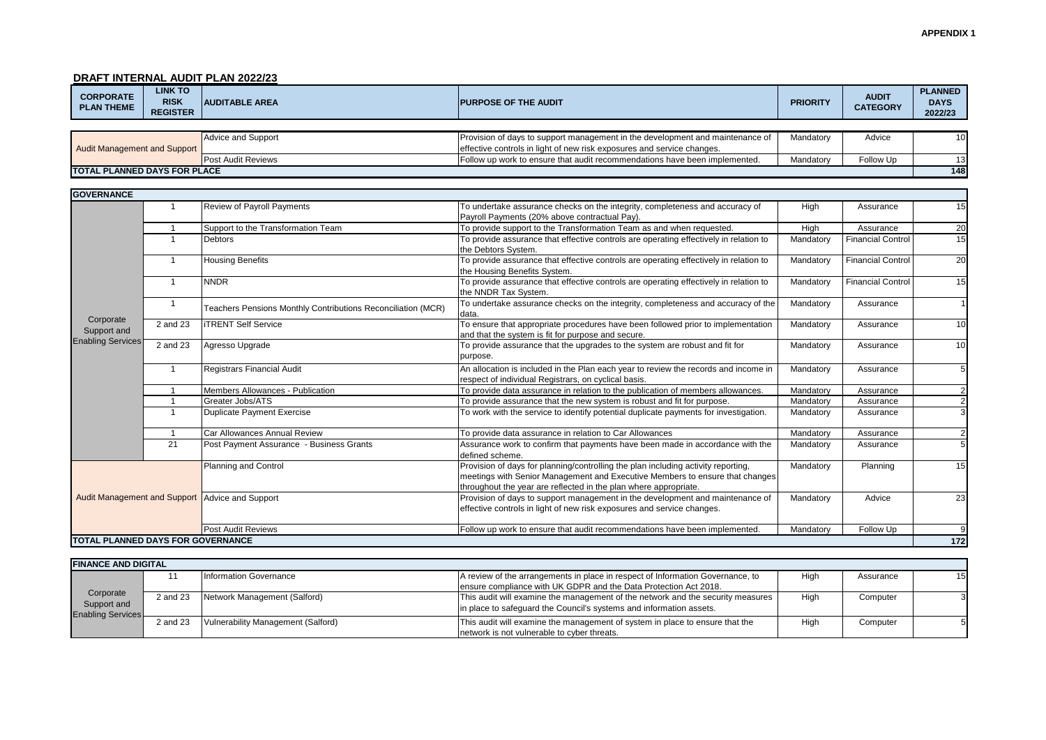**APPENDIX 1**

## DRAFT INTERNAL AUDIT PLAN 2022/23

| CORPORATE PLAN THEME | LINK TO RISK REGISTER | AUDITABLE AREA | PURPOSE OF THE AUDIT | PRIORITY | AUDIT CATEGORY | PLANNED DAYS 2022/23 |
|---|---|---|---|---|---|---|
| Audit Management and Support | | Advice and Support | Provision of days to support management in the development and maintenance of effective controls in light of new risk exposures and service changes. | Mandatory | Advice | 10 |
| | | Post Audit Reviews | Follow up work to ensure that audit recommendations have been implemented. | Mandatory | Follow Up | 13 |
| **TOTAL PLANNED DAYS FOR PLACE** | | | | | | **148** |

| CORPORATE PLAN THEME | LINK TO RISK REGISTER | AUDITABLE AREA | PURPOSE OF THE AUDIT | PRIORITY | AUDIT CATEGORY | PLANNED DAYS 2022/23 |
|---|---|---|---|---|---|---|
| **GOVERNANCE** | | | | | | |
| Corporate Support and Enabling Services | 1 | Review of Payroll Payments | To undertake assurance checks on the integrity, completeness and accuracy of Payroll Payments (20% above contractual Pay). | High | Assurance | 15 |
| | 1 | Support to the Transformation Team | To provide support to the Transformation Team as and when requested. | High | Assurance | 20 |
| | 1 | Debtors | To provide assurance that effective controls are operating effectively in relation to the Debtors System. | Mandatory | Financial Control | 15 |
| | 1 | Housing Benefits | To provide assurance that effective controls are operating effectively in relation to the Housing Benefits System. | Mandatory | Financial Control | 20 |
| | 1 | NNDR | To provide assurance that effective controls are operating effectively in relation to the NNDR Tax System. | Mandatory | Financial Control | 15 |
| | 1 | Teachers Pensions Monthly Contributions Reconciliation (MCR) | To undertake assurance checks on the integrity, completeness and accuracy of the data. | Mandatory | Assurance | 1 |
| | 2 and 23 | iTRENT Self Service | To ensure that appropriate procedures have been followed prior to implementation and that the system is fit for purpose and secure. | Mandatory | Assurance | 10 |
| | 2 and 23 | Agresso Upgrade | To provide assurance that the upgrades to the system are robust and fit for purpose. | Mandatory | Assurance | 10 |
| | 1 | Registrars Financial Audit | An allocation is included in the Plan each year to review the records and income in respect of individual Registrars, on cyclical basis. | Mandatory | Assurance | 5 |
| | 1 | Members Allowances - Publication | To provide data assurance in relation to the publication of members allowances. | Mandatory | Assurance | 2 |
| | 1 | Greater Jobs/ATS | To provide assurance that the new system is robust and fit for purpose. | Mandatory | Assurance | 2 |
| | 1 | Duplicate Payment Exercise | To work with the service to identify potential duplicate payments for investigation. | Mandatory | Assurance | 3 |
| | 1 | Car Allowances Annual Review | To provide data assurance in relation to Car Allowances | Mandatory | Assurance | 2 |
| | 21 | Post Payment Assurance - Business Grants | Assurance work to confirm that payments have been made in accordance with the defined scheme. | Mandatory | Assurance | 5 |
| Audit Management and Support | | Planning and Control | Provision of days for planning/controlling the plan including activity reporting, meetings with Senior Management and Executive Members to ensure that changes throughout the year are reflected in the plan where appropriate. | Mandatory | Planning | 15 |
| | | Advice and Support | Provision of days to support management in the development and maintenance of effective controls in light of new risk exposures and service changes. | Mandatory | Advice | 23 |
| | | Post Audit Reviews | Follow up work to ensure that audit recommendations have been implemented. | Mandatory | Follow Up | 9 |
| **TOTAL PLANNED DAYS FOR GOVERNANCE** | | | | | | **172** |

| CORPORATE PLAN THEME | LINK TO RISK REGISTER | AUDITABLE AREA | PURPOSE OF THE AUDIT | PRIORITY | AUDIT CATEGORY | PLANNED DAYS 2022/23 |
|---|---|---|---|---|---|---|
| **FINANCE AND DIGITAL** | | | | | | |
| Corporate Support and Enabling Services | 11 | Information Governance | A review of the arrangements in place in respect of Information Governance, to ensure compliance with UK GDPR and the Data Protection Act 2018. | High | Assurance | 15 |
| | 2 and 23 | Network Management (Salford) | This audit will examine the management of the network and the security measures in place to safeguard the Council's systems and information assets. | High | Computer | 3 |
| | 2 and 23 | Vulnerability Management (Salford) | This audit will examine the management of system in place to ensure that the network is not vulnerable to cyber threats. | High | Computer | 5 |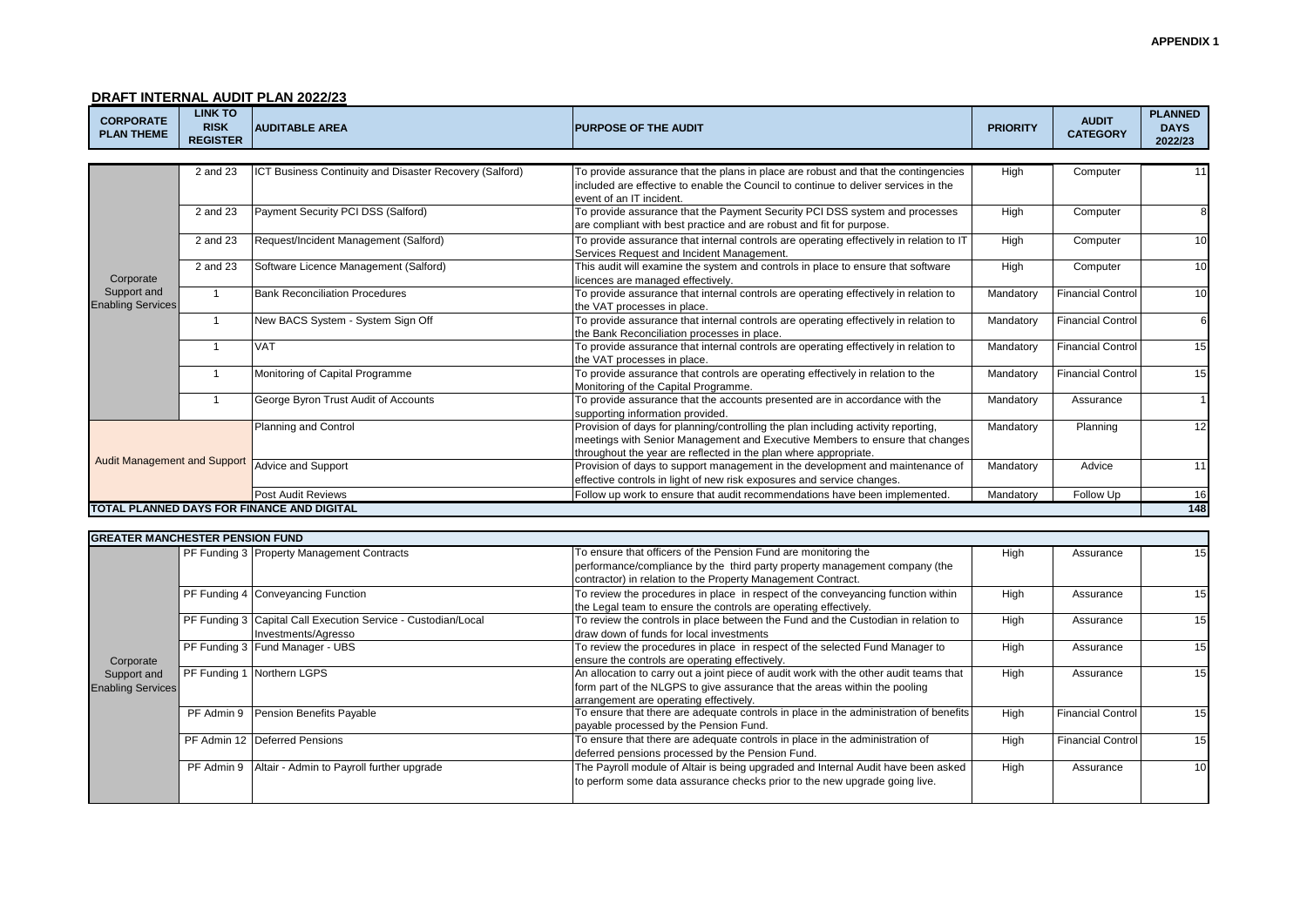**APPENDIX 1**

## DRAFT INTERNAL AUDIT PLAN 2022/23

| CORPORATE PLAN THEME | LINK TO RISK REGISTER | AUDITABLE AREA | PURPOSE OF THE AUDIT | PRIORITY | AUDIT CATEGORY | PLANNED DAYS 2022/23 |
|---|---|---|---|---|---|---|
| Corporate Support and Enabling Services | 2 and 23 | ICT Business Continuity and Disaster Recovery (Salford) | To provide assurance that the plans in place are robust and that the contingencies included are effective to enable the Council to continue to deliver services in the event of an IT incident. | High | Computer | 11 |
| | 2 and 23 | Payment Security PCI DSS (Salford) | To provide assurance that the Payment Security PCI DSS system and processes are compliant with best practice and are robust and fit for purpose. | High | Computer | 8 |
| | 2 and 23 | Request/Incident Management (Salford) | To provide assurance that internal controls are operating effectively in relation to IT Services Request and Incident Management. | High | Computer | 10 |
| | 2 and 23 | Software Licence Management (Salford) | This audit will examine the system and controls in place to ensure that software licences are managed effectively. | High | Computer | 10 |
| | 1 | Bank Reconciliation Procedures | To provide assurance that internal controls are operating effectively in relation to the VAT processes in place. | Mandatory | Financial Control | 10 |
| | 1 | New BACS System - System Sign Off | To provide assurance that internal controls are operating effectively in relation to the Bank Reconciliation processes in place. | Mandatory | Financial Control | 6 |
| | 1 | VAT | To provide assurance that internal controls are operating effectively in relation to the VAT processes in place. | Mandatory | Financial Control | 15 |
| | 1 | Monitoring of Capital Programme | To provide assurance that controls are operating effectively in relation to the Monitoring of the Capital Programme. | Mandatory | Financial Control | 15 |
| | 1 | George Byron Trust Audit of Accounts | To provide assurance that the accounts presented are in accordance with the supporting information provided. | Mandatory | Assurance | 1 |
| Audit Management and Support | | Planning and Control | Provision of days for planning/controlling the plan including activity reporting, meetings with Senior Management and Executive Members to ensure that changes throughout the year are reflected in the plan where appropriate. | Mandatory | Planning | 12 |
| | | Advice and Support | Provision of days to support management in the development and maintenance of effective controls in light of new risk exposures and service changes. | Mandatory | Advice | 11 |
| | | Post Audit Reviews | Follow up work to ensure that audit recommendations have been implemented. | Mandatory | Follow Up | 16 |
| **TOTAL PLANNED DAYS FOR FINANCE AND DIGITAL** | | | | | | **148** |

| GREATER MANCHESTER PENSION FUND | | | | | | |
|---|---|---|---|---|---|---|
| Corporate Support and Enabling Services | PF Funding 3 | Property Management Contracts | To ensure that officers of the Pension Fund are monitoring the performance/compliance by the third party property management company (the contractor) in relation to the Property Management Contract. | High | Assurance | 15 |
| | PF Funding 4 | Conveyancing Function | To review the procedures in place in respect of the conveyancing function within the Legal team to ensure the controls are operating effectively. | High | Assurance | 15 |
| | PF Funding 3 | Capital Call Execution Service - Custodian/Local Investments/Agresso | To review the controls in place between the Fund and the Custodian in relation to draw down of funds for local investments | High | Assurance | 15 |
| | PF Funding 3 | Fund Manager - UBS | To review the procedures in place in respect of the selected Fund Manager to ensure the controls are operating effectively. | High | Assurance | 15 |
| | PF Funding 1 | Northern LGPS | An allocation to carry out a joint piece of audit work with the other audit teams that form part of the NLGPS to give assurance that the areas within the pooling arrangement are operating effectively. | High | Assurance | 15 |
| | PF Admin 9 | Pension Benefits Payable | To ensure that there are adequate controls in place in the administration of benefits payable processed by the Pension Fund. | High | Financial Control | 15 |
| | PF Admin 12 | Deferred Pensions | To ensure that there are adequate controls in place in the administration of deferred pensions processed by the Pension Fund. | High | Financial Control | 15 |
| | PF Admin 9 | Altair - Admin to Payroll further upgrade | The Payroll module of Altair is being upgraded and Internal Audit have been asked to perform some data assurance checks prior to the new upgrade going live. | High | Assurance | 10 |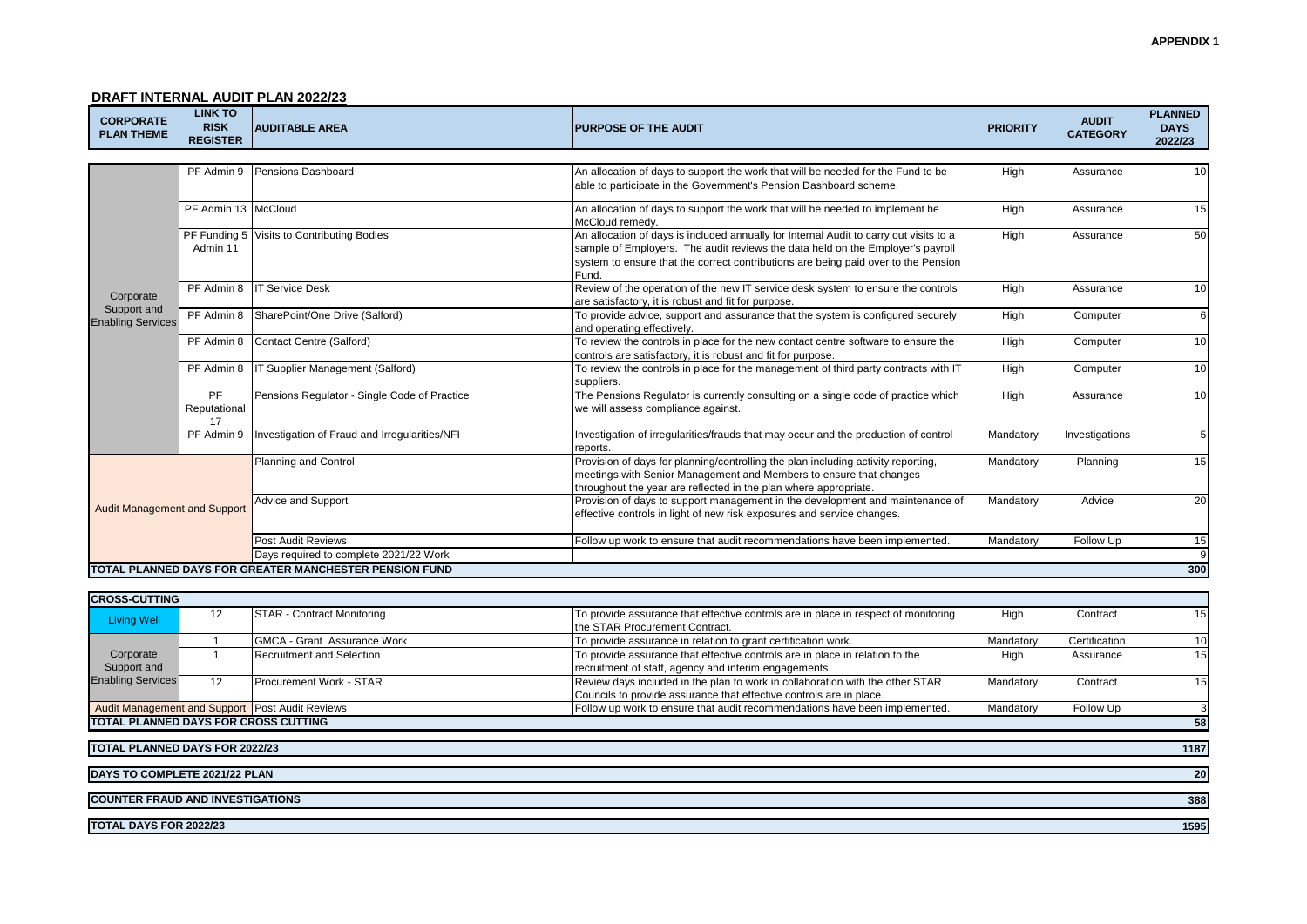**APPENDIX 1**

## DRAFT INTERNAL AUDIT PLAN 2022/23

| CORPORATE PLAN THEME | LINK TO RISK REGISTER | AUDITABLE AREA | PURPOSE OF THE AUDIT | PRIORITY | AUDIT CATEGORY | PLANNED DAYS 2022/23 |
|---|---|---|---|---|---|---|
| Corporate Support and Enabling Services | PF Admin 9 | Pensions Dashboard | An allocation of days to support the work that will be needed for the Fund to be able to participate in the Government's Pension Dashboard scheme. | High | Assurance | 10 |
| | PF Admin 13 | McCloud | An allocation of days to support the work that will be needed to implement he McCloud remedy. | High | Assurance | 15 |
| | PF Funding 5 Admin 11 | Visits to Contributing Bodies | An allocation of days is included annually for Internal Audit to carry out visits to a sample of Employers. The audit reviews the data held on the Employer's payroll system to ensure that the correct contributions are being paid over to the Pension Fund. | High | Assurance | 50 |
| | PF Admin 8 | IT Service Desk | Review of the operation of the new IT service desk system to ensure the controls are satisfactory, it is robust and fit for purpose. | High | Assurance | 10 |
| | PF Admin 8 | SharePoint/One Drive (Salford) | To provide advice, support and assurance that the system is configured securely and operating effectively. | High | Computer | 6 |
| | PF Admin 8 | Contact Centre (Salford) | To review the controls in place for the new contact centre software to ensure the controls are satisfactory, it is robust and fit for purpose. | High | Computer | 10 |
| | PF Admin 8 | IT Supplier Management (Salford) | To review the controls in place for the management of third party contracts with IT suppliers. | High | Computer | 10 |
| | PF Reputational 17 | Pensions Regulator - Single Code of Practice | The Pensions Regulator is currently consulting on a single code of practice which we will assess compliance against. | High | Assurance | 10 |
| | PF Admin 9 | Investigation of Fraud and Irregularities/NFI | Investigation of irregularities/frauds that may occur and the production of control reports. | Mandatory | Investigations | 5 |
| Audit Management and Support | | Planning and Control | Provision of days for planning/controlling the plan including activity reporting, meetings with Senior Management and Members to ensure that changes throughout the year are reflected in the plan where appropriate. | Mandatory | Planning | 15 |
| | | Advice and Support | Provision of days to support management in the development and maintenance of effective controls in light of new risk exposures and service changes. | Mandatory | Advice | 20 |
| | | Post Audit Reviews | Follow up work to ensure that audit recommendations have been implemented. | Mandatory | Follow Up | 15 |
| | | Days required to complete 2021/22 Work | | | | 9 |
| **TOTAL PLANNED DAYS FOR GREATER MANCHESTER PENSION FUND** | | | | | | **300** |

| CROSS-CUTTING | | | | | | |
|---|---|---|---|---|---|---|
| Living Well | 12 | STAR - Contract Monitoring | To provide assurance that effective controls are in place in respect of monitoring the STAR Procurement Contract. | High | Contract | 15 |
| Corporate Support and Enabling Services | 1 | GMCA - Grant Assurance Work | To provide assurance in relation to grant certification work. | Mandatory | Certification | 10 |
| | 1 | Recruitment and Selection | To provide assurance that effective controls are in place in relation to the recruitment of staff, agency and interim engagements. | High | Assurance | 15 |
| | 12 | Procurement Work - STAR | Review days included in the plan to work in collaboration with the other STAR Councils to provide assurance that effective controls are in place. | Mandatory | Contract | 15 |
| Audit Management and Support | | Post Audit Reviews | Follow up work to ensure that audit recommendations have been implemented. | Mandatory | Follow Up | 3 |
| **TOTAL PLANNED DAYS FOR CROSS CUTTING** | | | | | | **58** |

| | |
|---|---|
| **TOTAL PLANNED DAYS FOR 2022/23** | **1187** |
| **DAYS TO COMPLETE 2021/22 PLAN** | **20** |
| **COUNTER FRAUD AND INVESTIGATIONS** | **388** |
| **TOTAL DAYS FOR 2022/23** | **1595** |